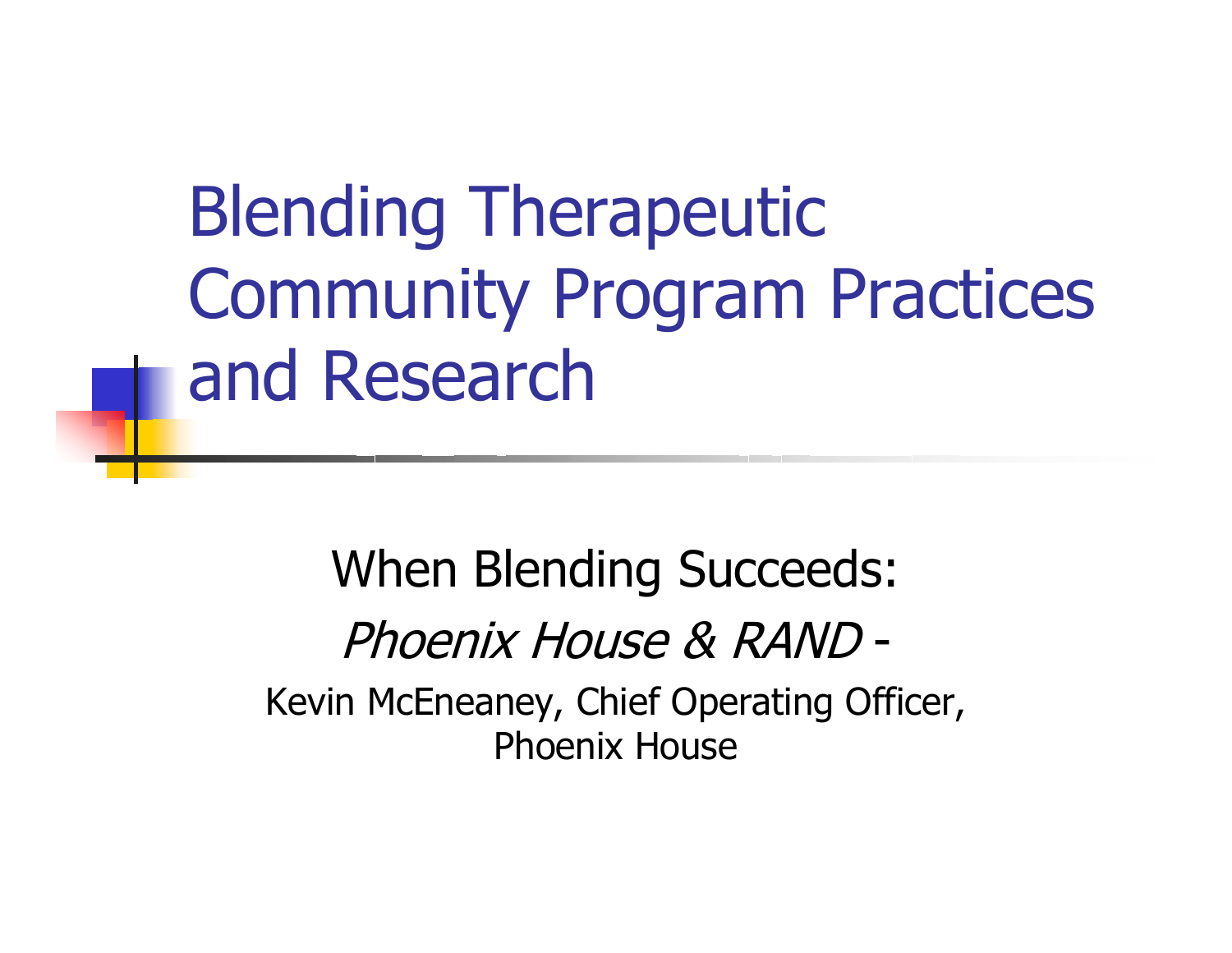# Blending Therapeutic Community Program Practices and Research

When Blending Succeeds:

*Phoenix House & RAND* -

Kevin McEneaney, Chief Operating Officer, Phoenix House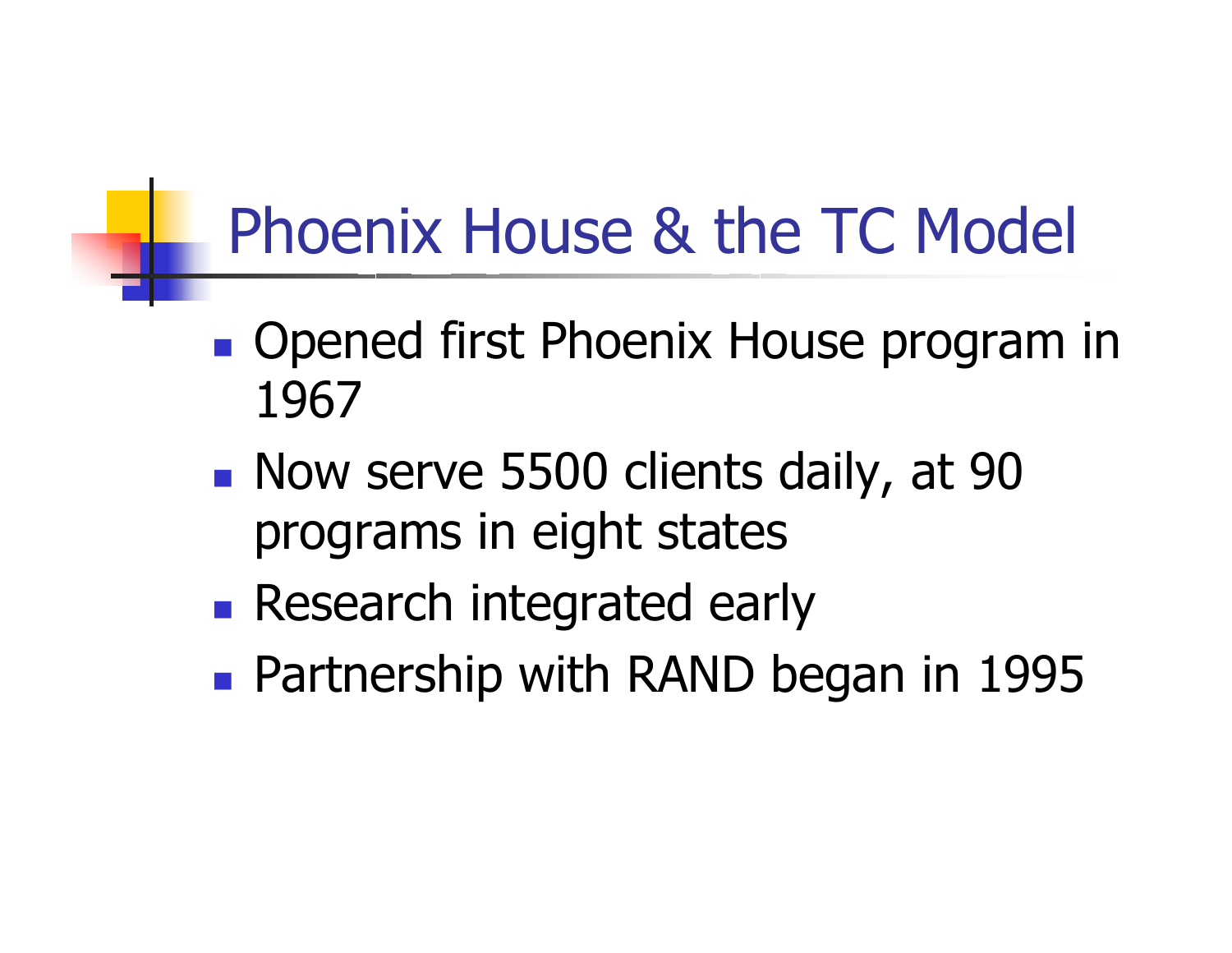# Phoenix House & the TC Model

- Opened first Phoenix House program in 1967
- Now serve 5500 clients daily, at 90 programs in eight states
- Research integrated early
- Partnership with RAND began in 1995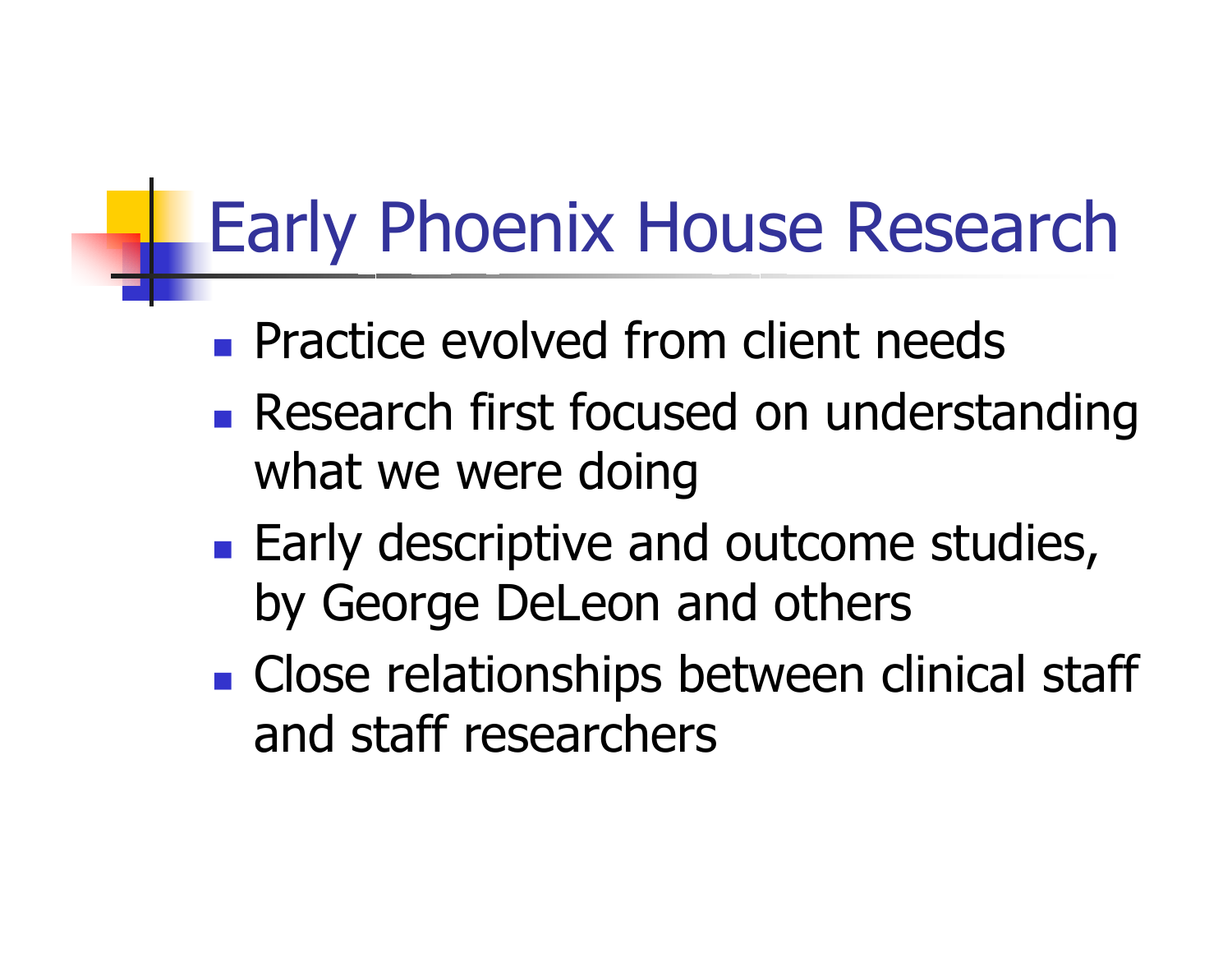# Early Phoenix House Research

- Practice evolved from client needs
- Research first focused on understanding what we were doing
- Early descriptive and outcome studies, by George DeLeon and others
- Close relationships between clinical staff and staff researchers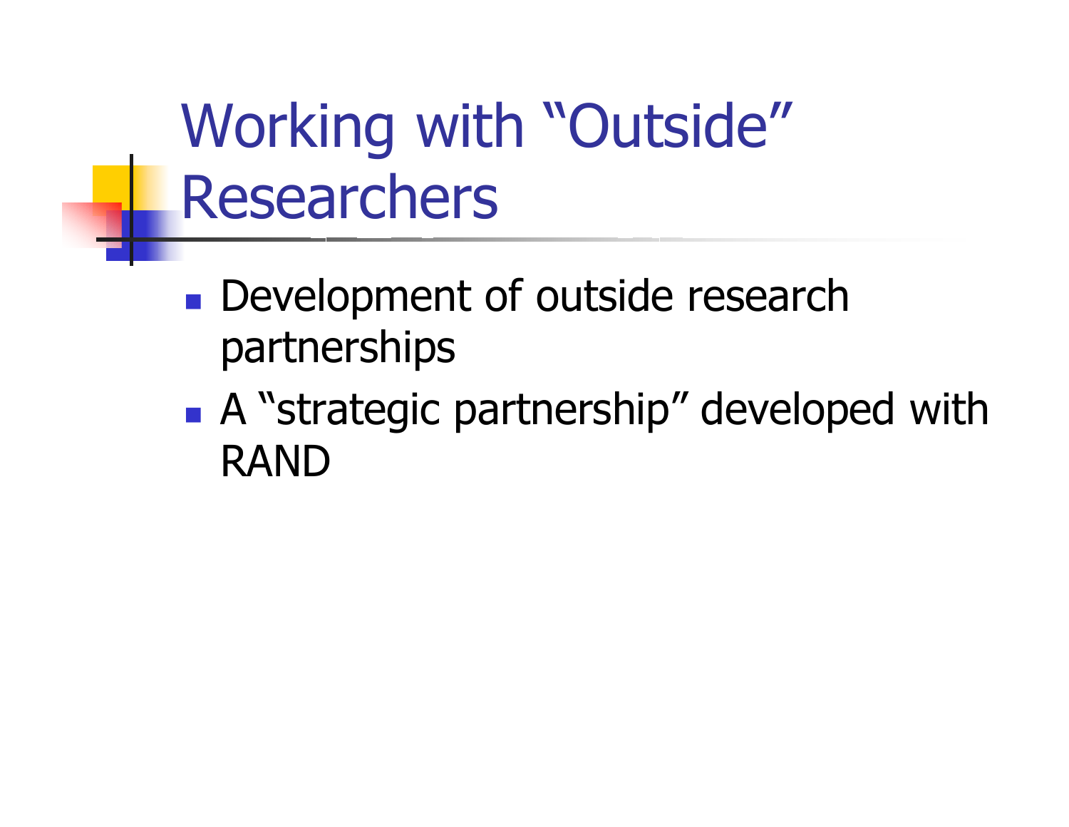# Working with "Outside" Researchers

- Development of outside research partnerships
- A "strategic partnership" developed with RAND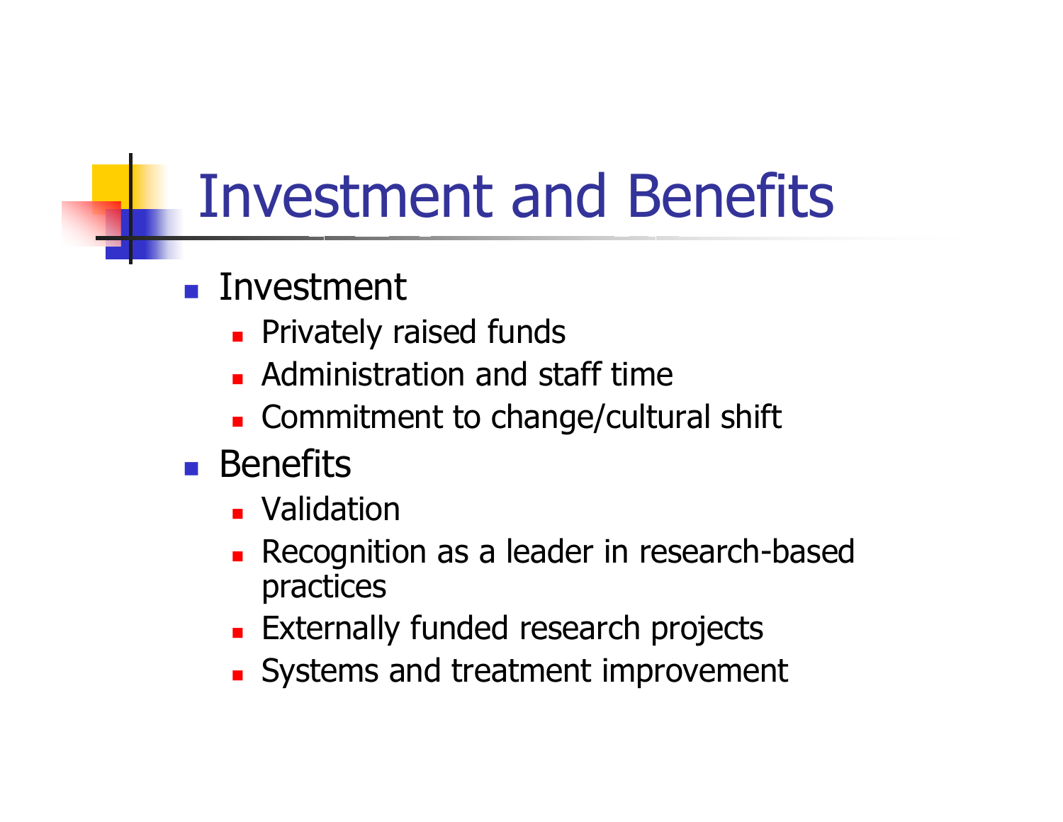# Investment and Benefits

- Investment
  - Privately raised funds
  - Administration and staff time
  - Commitment to change/cultural shift
- Benefits
  - Validation
  - Recognition as a leader in research-based practices
  - Externally funded research projects
  - Systems and treatment improvement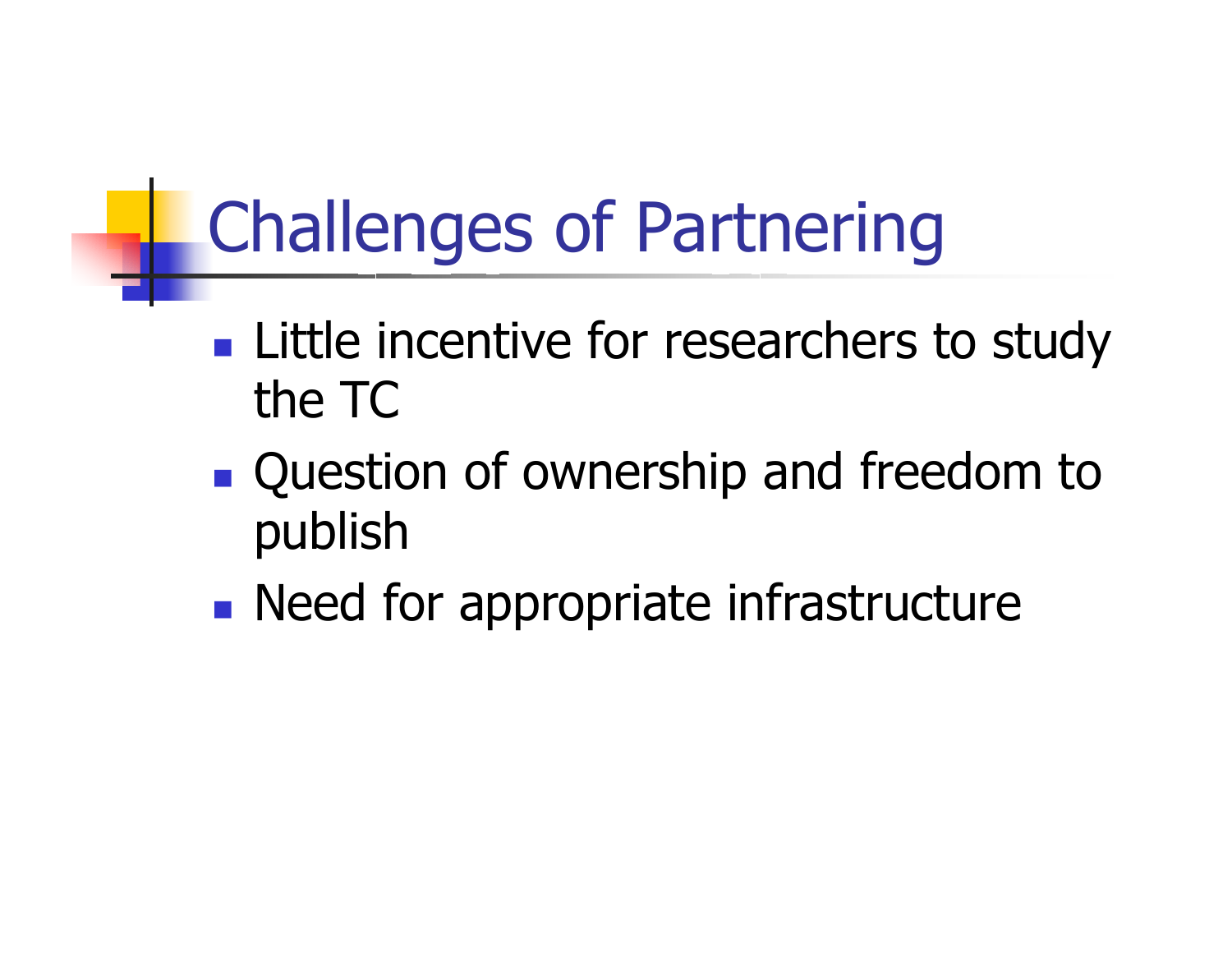# Challenges of Partnering

- Little incentive for researchers to study the TC
- Question of ownership and freedom to publish
- Need for appropriate infrastructure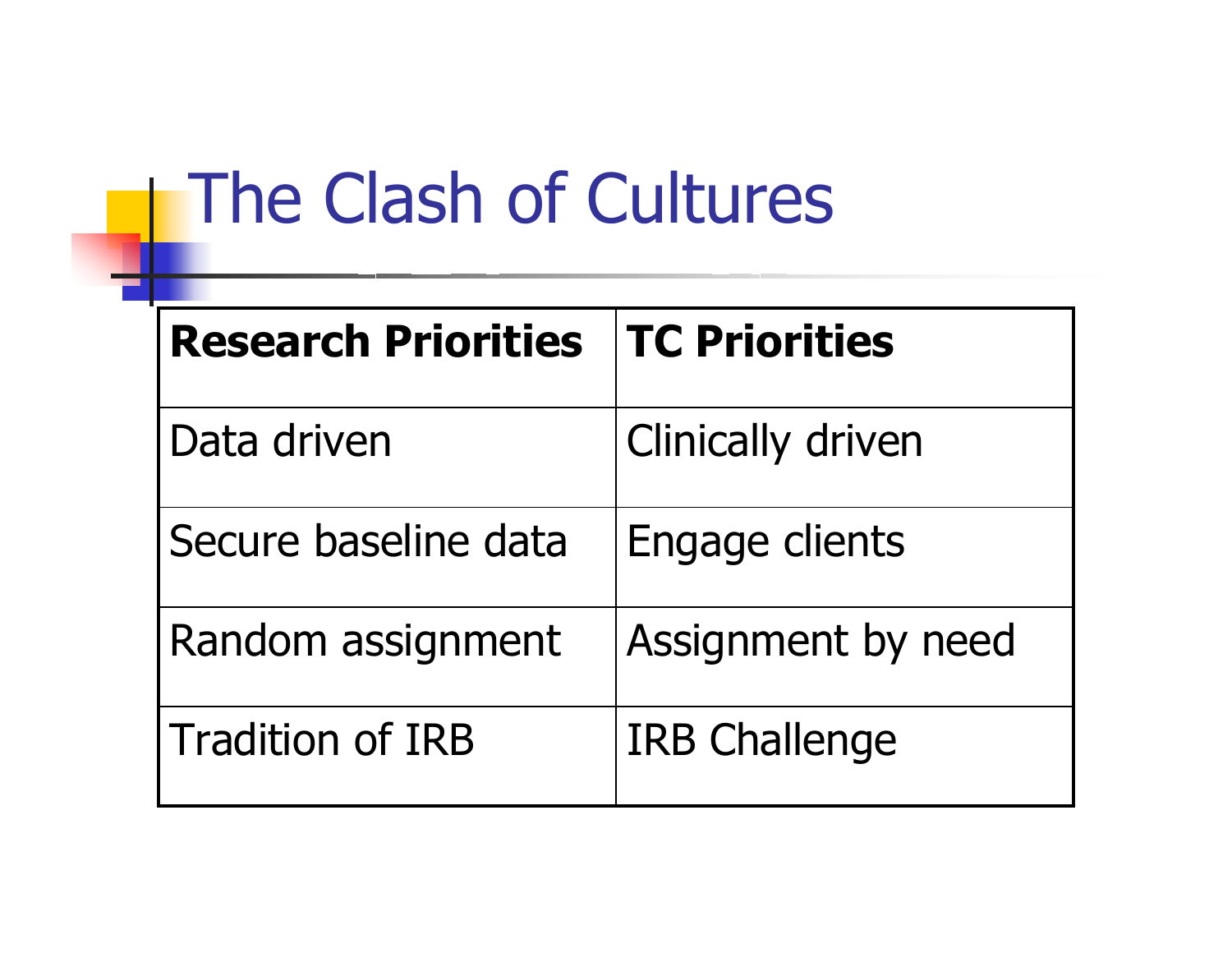# The Clash of Cultures

| Research Priorities | TC Priorities |
| --- | --- |
| Data driven | Clinically driven |
| Secure baseline data | Engage clients |
| Random assignment | Assignment by need |
| Tradition of IRB | IRB Challenge |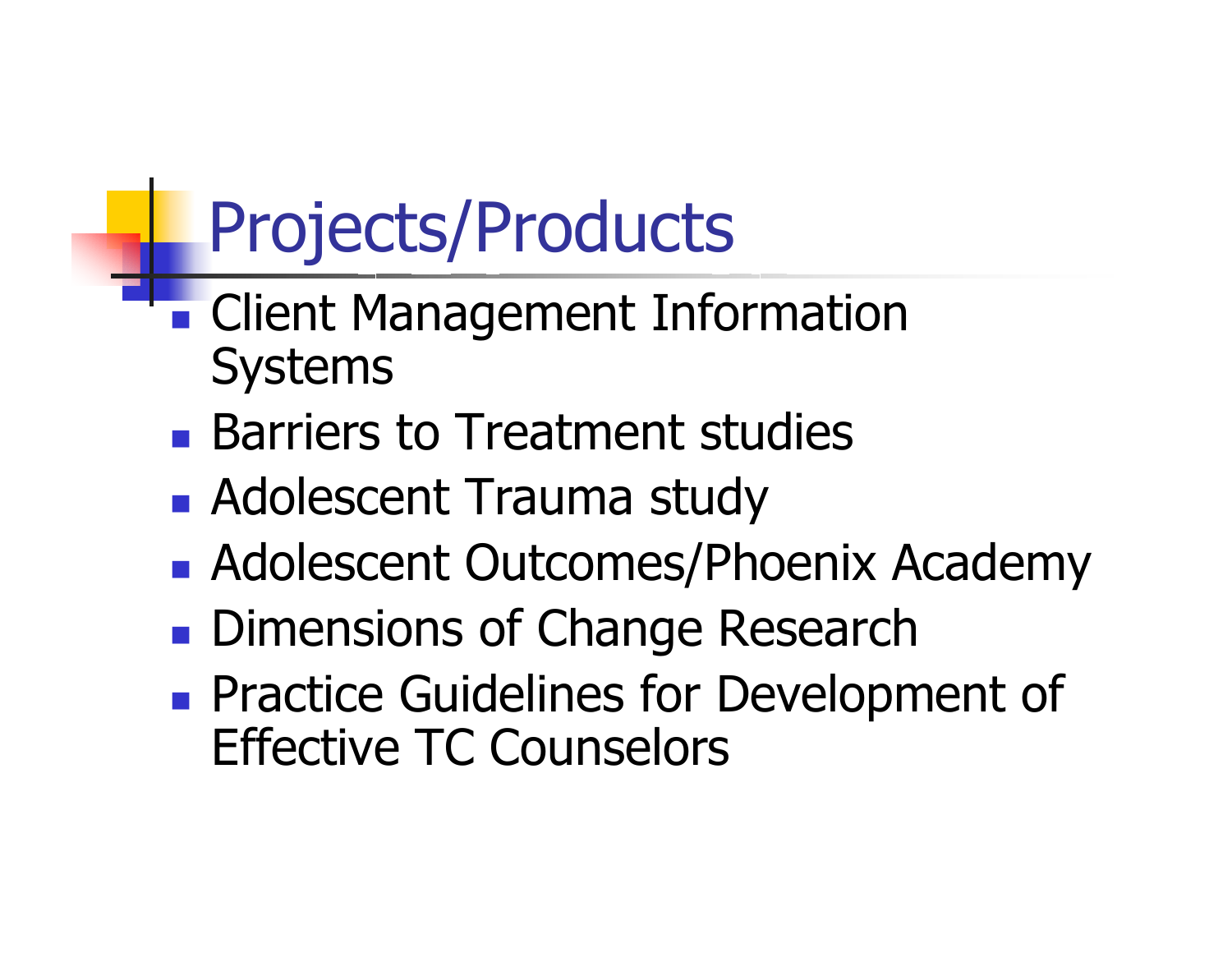# Projects/Products

- Client Management Information Systems
- Barriers to Treatment studies
- Adolescent Trauma study
- Adolescent Outcomes/Phoenix Academy
- Dimensions of Change Research
- Practice Guidelines for Development of Effective TC Counselors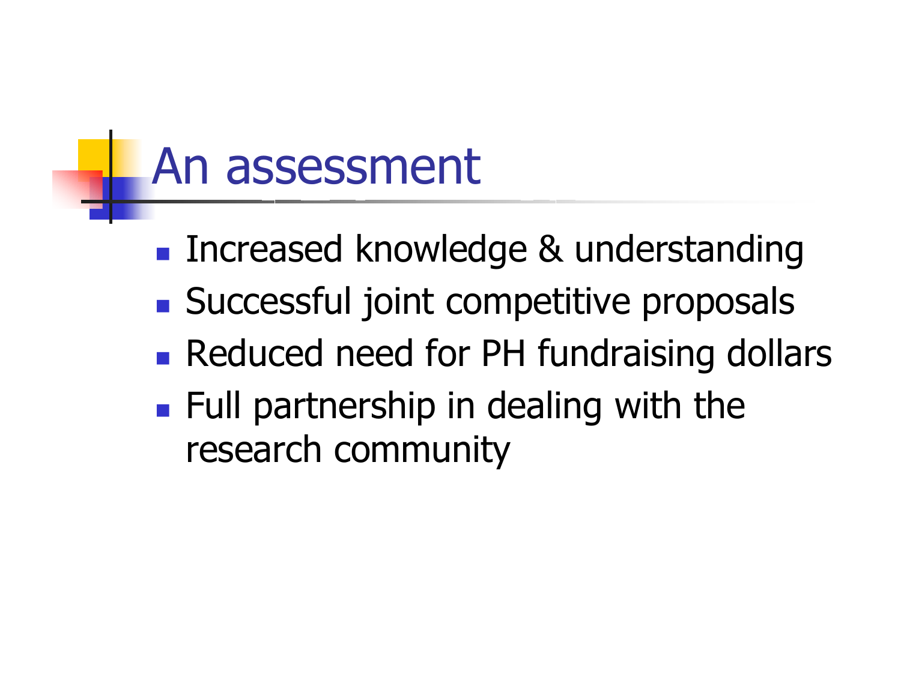# An assessment

- Increased knowledge & understanding
- Successful joint competitive proposals
- Reduced need for PH fundraising dollars
- Full partnership in dealing with the research community